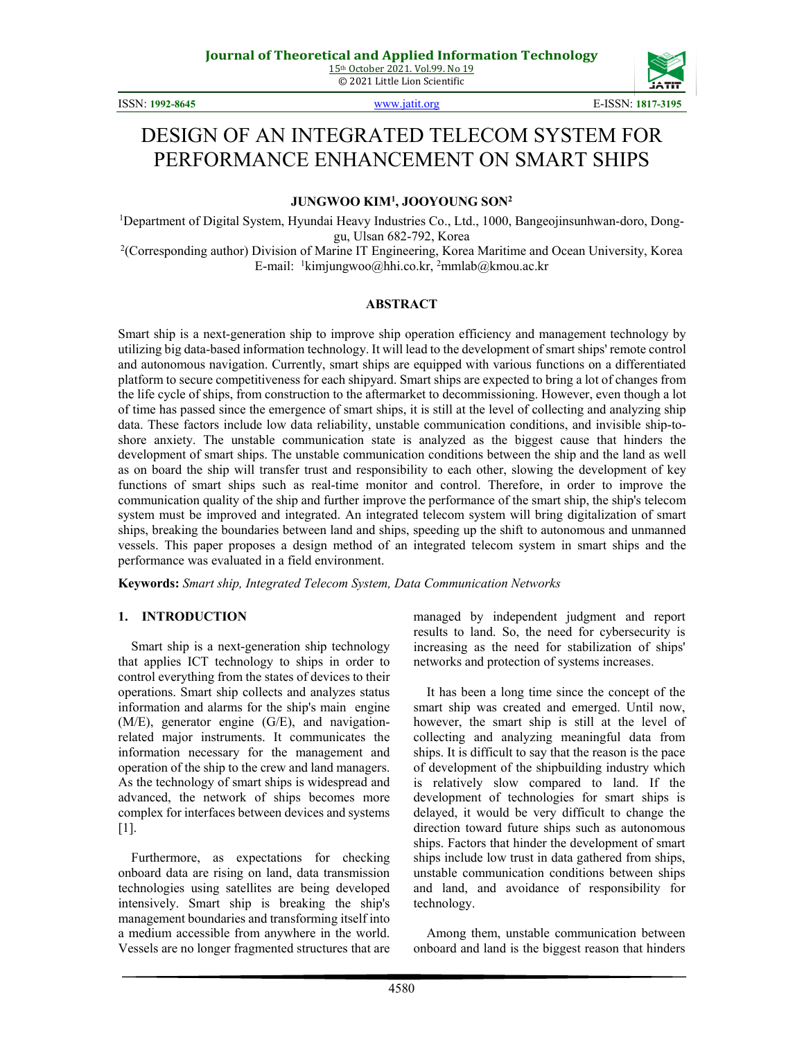# DESIGN OF AN INTEGRATED TELECOM SYSTEM FOR PERFORMANCE ENHANCEMENT ON SMART SHIPS

**JUNGWOO KIM[1], JOOYOUNG SON[2]**

[1]Department of Digital System, Hyundai Heavy Industries Co., Ltd., 1000, Bangeojinsunhwan-doro, Dong-gu, Ulsan 682-792, Korea

[2](Corresponding author) Division of Marine IT Engineering, Korea Maritime and Ocean University, Korea

E-mail: [1]kimjungwoo@hhi.co.kr, [2]mmlab@kmou.ac.kr

## ABSTRACT

Smart ship is a next-generation ship to improve ship operation efficiency and management technology by utilizing big data-based information technology. It will lead to the development of smart ships' remote control and autonomous navigation. Currently, smart ships are equipped with various functions on a differentiated platform to secure competitiveness for each shipyard. Smart ships are expected to bring a lot of changes from the life cycle of ships, from construction to the aftermarket to decommissioning. However, even though a lot of time has passed since the emergence of smart ships, it is still at the level of collecting and analyzing ship data. These factors include low data reliability, unstable communication conditions, and invisible ship-to-shore anxiety. The unstable communication state is analyzed as the biggest cause that hinders the development of smart ships. The unstable communication conditions between the ship and the land as well as on board the ship will transfer trust and responsibility to each other, slowing the development of key functions of smart ships such as real-time monitor and control. Therefore, in order to improve the communication quality of the ship and further improve the performance of the smart ship, the ship's telecom system must be improved and integrated. An integrated telecom system will bring digitalization of smart ships, breaking the boundaries between land and ships, speeding up the shift to autonomous and unmanned vessels. This paper proposes a design method of an integrated telecom system in smart ships and the performance was evaluated in a field environment.

**Keywords:** *Smart ship, Integrated Telecom System, Data Communication Networks*

## 1. INTRODUCTION

Smart ship is a next-generation ship technology that applies ICT technology to ships in order to control everything from the states of devices to their operations. Smart ship collects and analyzes status information and alarms for the ship's main engine (M/E), generator engine (G/E), and navigation-related major instruments. It communicates the information necessary for the management and operation of the ship to the crew and land managers. As the technology of smart ships is widespread and advanced, the network of ships becomes more complex for interfaces between devices and systems [1].

Furthermore, as expectations for checking onboard data are rising on land, data transmission technologies using satellites are being developed intensively. Smart ship is breaking the ship's management boundaries and transforming itself into a medium accessible from anywhere in the world. Vessels are no longer fragmented structures that are managed by independent judgment and report results to land. So, the need for cybersecurity is increasing as the need for stabilization of ships' networks and protection of systems increases.

It has been a long time since the concept of the smart ship was created and emerged. Until now, however, the smart ship is still at the level of collecting and analyzing meaningful data from ships. It is difficult to say that the reason is the pace of development of the shipbuilding industry which is relatively slow compared to land. If the development of technologies for smart ships is delayed, it would be very difficult to change the direction toward future ships such as autonomous ships. Factors that hinder the development of smart ships include low trust in data gathered from ships, unstable communication conditions between ships and land, and avoidance of responsibility for technology.

Among them, unstable communication between onboard and land is the biggest reason that hinders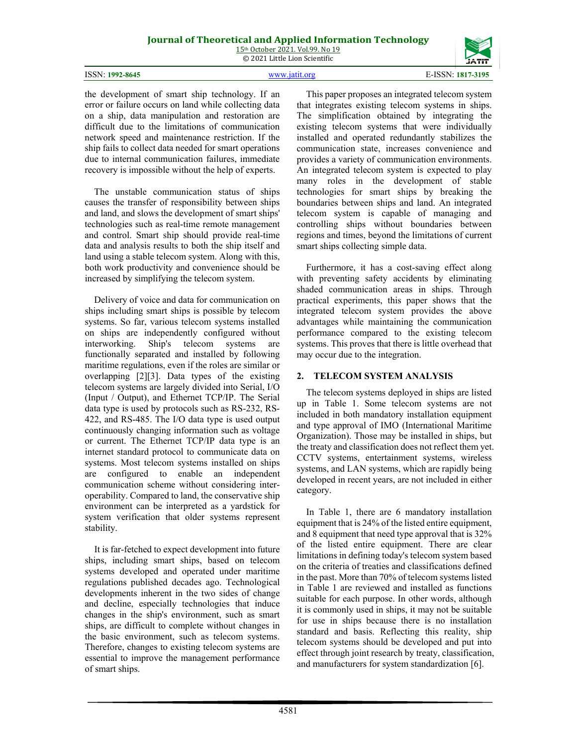the development of smart ship technology. If an error or failure occurs on land while collecting data on a ship, data manipulation and restoration are difficult due to the limitations of communication network speed and maintenance restriction. If the ship fails to collect data needed for smart operations due to internal communication failures, immediate recovery is impossible without the help of experts.

The unstable communication status of ships causes the transfer of responsibility between ships and land, and slows the development of smart ships' technologies such as real-time remote management and control. Smart ship should provide real-time data and analysis results to both the ship itself and land using a stable telecom system. Along with this, both work productivity and convenience should be increased by simplifying the telecom system.

Delivery of voice and data for communication on ships including smart ships is possible by telecom systems. So far, various telecom systems installed on ships are independently configured without interworking. Ship's telecom systems are functionally separated and installed by following maritime regulations, even if the roles are similar or overlapping [2][3]. Data types of the existing telecom systems are largely divided into Serial, I/O (Input / Output), and Ethernet TCP/IP. The Serial data type is used by protocols such as RS-232, RS-422, and RS-485. The I/O data type is used output continuously changing information such as voltage or current. The Ethernet TCP/IP data type is an internet standard protocol to communicate data on systems. Most telecom systems installed on ships are configured to enable an independent communication scheme without considering inter-operability. Compared to land, the conservative ship environment can be interpreted as a yardstick for system verification that older systems represent stability.

It is far-fetched to expect development into future ships, including smart ships, based on telecom systems developed and operated under maritime regulations published decades ago. Technological developments inherent in the two sides of change and decline, especially technologies that induce changes in the ship's environment, such as smart ships, are difficult to complete without changes in the basic environment, such as telecom systems. Therefore, changes to existing telecom systems are essential to improve the management performance of smart ships.

This paper proposes an integrated telecom system that integrates existing telecom systems in ships. The simplification obtained by integrating the existing telecom systems that were individually installed and operated redundantly stabilizes the communication state, increases convenience and provides a variety of communication environments. An integrated telecom system is expected to play many roles in the development of stable technologies for smart ships by breaking the boundaries between ships and land. An integrated telecom system is capable of managing and controlling ships without boundaries between regions and times, beyond the limitations of current smart ships collecting simple data.

Furthermore, it has a cost-saving effect along with preventing safety accidents by eliminating shaded communication areas in ships. Through practical experiments, this paper shows that the integrated telecom system provides the above advantages while maintaining the communication performance compared to the existing telecom systems. This proves that there is little overhead that may occur due to the integration.

## 2. TELECOM SYSTEM ANALYSIS

The telecom systems deployed in ships are listed up in Table 1. Some telecom systems are not included in both mandatory installation equipment and type approval of IMO (International Maritime Organization). Those may be installed in ships, but the treaty and classification does not reflect them yet. CCTV systems, entertainment systems, wireless systems, and LAN systems, which are rapidly being developed in recent years, are not included in either category.

In Table 1, there are 6 mandatory installation equipment that is 24% of the listed entire equipment, and 8 equipment that need type approval that is 32% of the listed entire equipment. There are clear limitations in defining today's telecom system based on the criteria of treaties and classifications defined in the past. More than 70% of telecom systems listed in Table 1 are reviewed and installed as functions suitable for each purpose. In other words, although it is commonly used in ships, it may not be suitable for use in ships because there is no installation standard and basis. Reflecting this reality, ship telecom systems should be developed and put into effect through joint research by treaty, classification, and manufacturers for system standardization [6].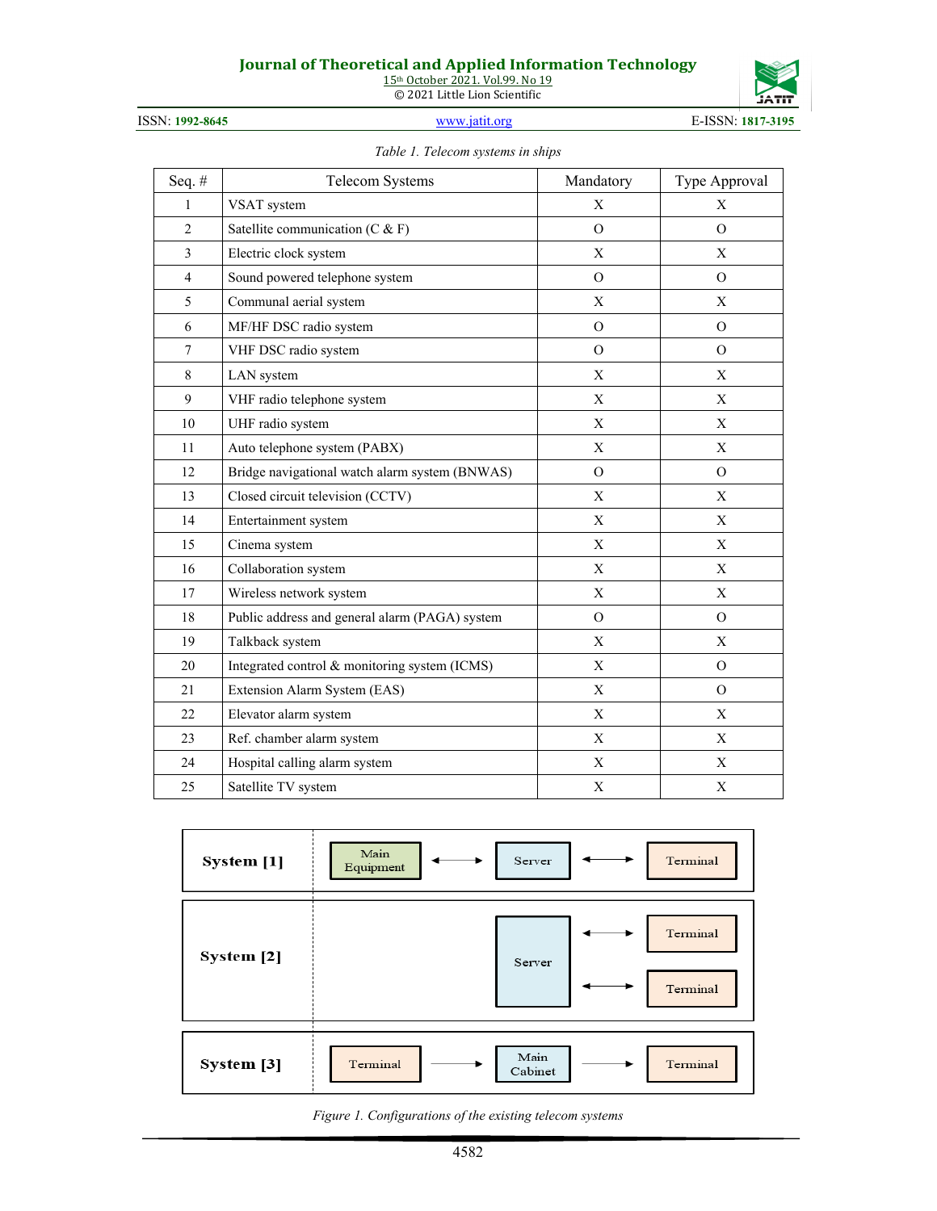*Table 1. Telecom systems in ships*

| Seq. # | Telecom Systems | Mandatory | Type Approval |
|---|---|---|---|
| 1 | VSAT system | X | X |
| 2 | Satellite communication (C & F) | O | O |
| 3 | Electric clock system | X | X |
| 4 | Sound powered telephone system | O | O |
| 5 | Communal aerial system | X | X |
| 6 | MF/HF DSC radio system | O | O |
| 7 | VHF DSC radio system | O | O |
| 8 | LAN system | X | X |
| 9 | VHF radio telephone system | X | X |
| 10 | UHF radio system | X | X |
| 11 | Auto telephone system (PABX) | X | X |
| 12 | Bridge navigational watch alarm system (BNWAS) | O | O |
| 13 | Closed circuit television (CCTV) | X | X |
| 14 | Entertainment system | X | X |
| 15 | Cinema system | X | X |
| 16 | Collaboration system | X | X |
| 17 | Wireless network system | X | X |
| 18 | Public address and general alarm (PAGA) system | O | O |
| 19 | Talkback system | X | X |
| 20 | Integrated control & monitoring system (ICMS) | X | O |
| 21 | Extension Alarm System (EAS) | X | O |
| 22 | Elevator alarm system | X | X |
| 23 | Ref. chamber alarm system | X | X |
| 24 | Hospital calling alarm system | X | X |
| 25 | Satellite TV system | X | X |

| | |
|---|---|
| **System [1]** | Main Equipment ↔ Server ↔ Terminal |
| **System [2]** | Server ↔ Terminal; Server ↔ Terminal |
| **System [3]** | Terminal → Main Cabinet → Terminal |

*Figure 1. Configurations of the existing telecom systems*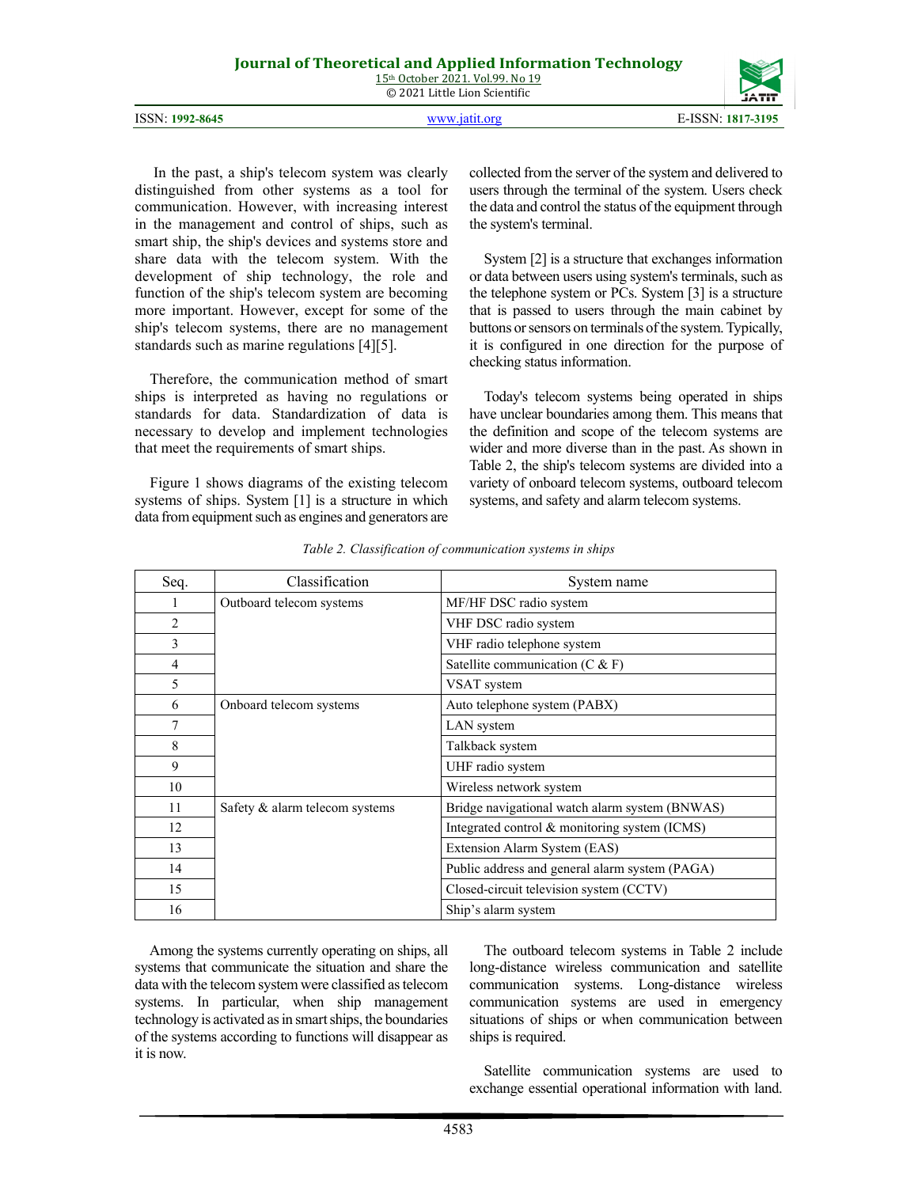In the past, a ship's telecom system was clearly distinguished from other systems as a tool for communication. However, with increasing interest in the management and control of ships, such as smart ship, the ship's devices and systems store and share data with the telecom system. With the development of ship technology, the role and function of the ship's telecom system are becoming more important. However, except for some of the ship's telecom systems, there are no management standards such as marine regulations [4][5].

Therefore, the communication method of smart ships is interpreted as having no regulations or standards for data. Standardization of data is necessary to develop and implement technologies that meet the requirements of smart ships.

Figure 1 shows diagrams of the existing telecom systems of ships. System [1] is a structure in which data from equipment such as engines and generators are collected from the server of the system and delivered to users through the terminal of the system. Users check the data and control the status of the equipment through the system's terminal.

System [2] is a structure that exchanges information or data between users using system's terminals, such as the telephone system or PCs. System [3] is a structure that is passed to users through the main cabinet by buttons or sensors on terminals of the system. Typically, it is configured in one direction for the purpose of checking status information.

Today's telecom systems being operated in ships have unclear boundaries among them. This means that the definition and scope of the telecom systems are wider and more diverse than in the past. As shown in Table 2, the ship's telecom systems are divided into a variety of onboard telecom systems, outboard telecom systems, and safety and alarm telecom systems.

*Table 2. Classification of communication systems in ships*

| Seq. | Classification | System name |
|---|---|---|
| 1 | Outboard telecom systems | MF/HF DSC radio system |
| 2 | | VHF DSC radio system |
| 3 | | VHF radio telephone system |
| 4 | | Satellite communication (C & F) |
| 5 | | VSAT system |
| 6 | Onboard telecom systems | Auto telephone system (PABX) |
| 7 | | LAN system |
| 8 | | Talkback system |
| 9 | | UHF radio system |
| 10 | | Wireless network system |
| 11 | Safety & alarm telecom systems | Bridge navigational watch alarm system (BNWAS) |
| 12 | | Integrated control & monitoring system (ICMS) |
| 13 | | Extension Alarm System (EAS) |
| 14 | | Public address and general alarm system (PAGA) |
| 15 | | Closed-circuit television system (CCTV) |
| 16 | | Ship's alarm system |

Among the systems currently operating on ships, all systems that communicate the situation and share the data with the telecom system were classified as telecom systems. In particular, when ship management technology is activated as in smart ships, the boundaries of the systems according to functions will disappear as it is now.

The outboard telecom systems in Table 2 include long-distance wireless communication and satellite communication systems. Long-distance wireless communication systems are used in emergency situations of ships or when communication between ships is required.

Satellite communication systems are used to exchange essential operational information with land.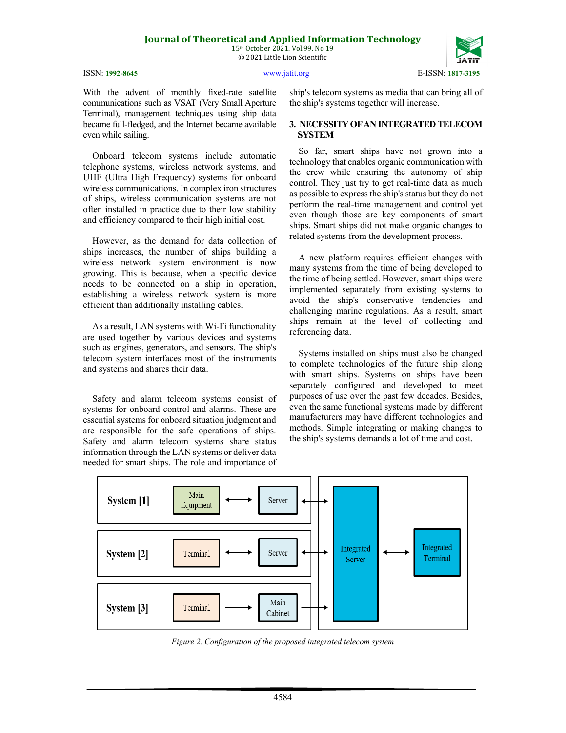With the advent of monthly fixed-rate satellite communications such as VSAT (Very Small Aperture Terminal), management techniques using ship data became full-fledged, and the Internet became available even while sailing.

Onboard telecom systems include automatic telephone systems, wireless network systems, and UHF (Ultra High Frequency) systems for onboard wireless communications. In complex iron structures of ships, wireless communication systems are not often installed in practice due to their low stability and efficiency compared to their high initial cost.

However, as the demand for data collection of ships increases, the number of ships building a wireless network system environment is now growing. This is because, when a specific device needs to be connected on a ship in operation, establishing a wireless network system is more efficient than additionally installing cables.

As a result, LAN systems with Wi-Fi functionality are used together by various devices and systems such as engines, generators, and sensors. The ship's telecom system interfaces most of the instruments and systems and shares their data.

Safety and alarm telecom systems consist of systems for onboard control and alarms. These are essential systems for onboard situation judgment and are responsible for the safe operations of ships. Safety and alarm telecom systems share status information through the LAN systems or deliver data needed for smart ships. The role and importance of ship's telecom systems as media that can bring all of the ship's systems together will increase.

## 3. NECESSITY OF AN INTEGRATED TELECOM SYSTEM

So far, smart ships have not grown into a technology that enables organic communication with the crew while ensuring the autonomy of ship control. They just try to get real-time data as much as possible to express the ship's status but they do not perform the real-time management and control yet even though those are key components of smart ships. Smart ships did not make organic changes to related systems from the development process.

A new platform requires efficient changes with many systems from the time of being developed to the time of being settled. However, smart ships were implemented separately from existing systems to avoid the ship's conservative tendencies and challenging marine regulations. As a result, smart ships remain at the level of collecting and referencing data.

Systems installed on ships must also be changed to complete technologies of the future ship along with smart ships. Systems on ships have been separately configured and developed to meet purposes of use over the past few decades. Besides, even the same functional systems made by different manufacturers may have different technologies and methods. Simple integrating or making changes to the ship's systems demands a lot of time and cost.

*Figure 2. Configuration of the proposed integrated telecom system*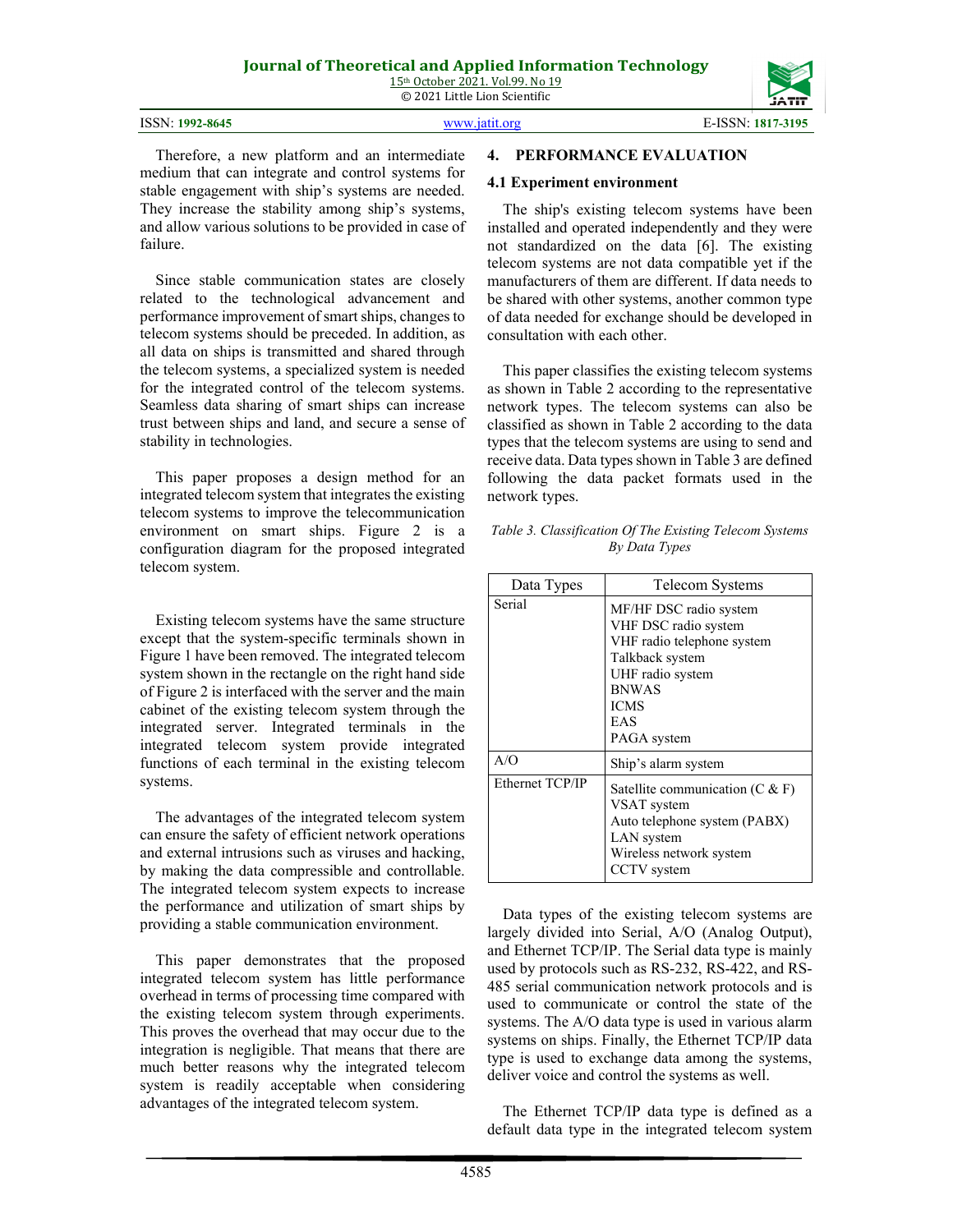Therefore, a new platform and an intermediate medium that can integrate and control systems for stable engagement with ship's systems are needed. They increase the stability among ship's systems, and allow various solutions to be provided in case of failure.

Since stable communication states are closely related to the technological advancement and performance improvement of smart ships, changes to telecom systems should be preceded. In addition, as all data on ships is transmitted and shared through the telecom systems, a specialized system is needed for the integrated control of the telecom systems. Seamless data sharing of smart ships can increase trust between ships and land, and secure a sense of stability in technologies.

This paper proposes a design method for an integrated telecom system that integrates the existing telecom systems to improve the telecommunication environment on smart ships. Figure 2 is a configuration diagram for the proposed integrated telecom system.

Existing telecom systems have the same structure except that the system-specific terminals shown in Figure 1 have been removed. The integrated telecom system shown in the rectangle on the right hand side of Figure 2 is interfaced with the server and the main cabinet of the existing telecom system through the integrated server. Integrated terminals in the integrated telecom system provide integrated functions of each terminal in the existing telecom systems.

The advantages of the integrated telecom system can ensure the safety of efficient network operations and external intrusions such as viruses and hacking, by making the data compressible and controllable. The integrated telecom system expects to increase the performance and utilization of smart ships by providing a stable communication environment.

This paper demonstrates that the proposed integrated telecom system has little performance overhead in terms of processing time compared with the existing telecom system through experiments. This proves the overhead that may occur due to the integration is negligible. That means that there are much better reasons why the integrated telecom system is readily acceptable when considering advantages of the integrated telecom system.

## 4. PERFORMANCE EVALUATION

### 4.1 Experiment environment

The ship's existing telecom systems have been installed and operated independently and they were not standardized on the data [6]. The existing telecom systems are not data compatible yet if the manufacturers of them are different. If data needs to be shared with other systems, another common type of data needed for exchange should be developed in consultation with each other.

This paper classifies the existing telecom systems as shown in Table 2 according to the representative network types. The telecom systems can also be classified as shown in Table 2 according to the data types that the telecom systems are using to send and receive data. Data types shown in Table 3 are defined following the data packet formats used in the network types.

*Table 3. Classification Of The Existing Telecom Systems By Data Types*

| Data Types | Telecom Systems |
|---|---|
| Serial | MF/HF DSC radio system<br>VHF DSC radio system<br>VHF radio telephone system<br>Talkback system<br>UHF radio system<br>BNWAS<br>ICMS<br>EAS<br>PAGA system |
| A/O | Ship's alarm system |
| Ethernet TCP/IP | Satellite communication (C & F)<br>VSAT system<br>Auto telephone system (PABX)<br>LAN system<br>Wireless network system<br>CCTV system |

Data types of the existing telecom systems are largely divided into Serial, A/O (Analog Output), and Ethernet TCP/IP. The Serial data type is mainly used by protocols such as RS-232, RS-422, and RS-485 serial communication network protocols and is used to communicate or control the state of the systems. The A/O data type is used in various alarm systems on ships. Finally, the Ethernet TCP/IP data type is used to exchange data among the systems, deliver voice and control the systems as well.

The Ethernet TCP/IP data type is defined as a default data type in the integrated telecom system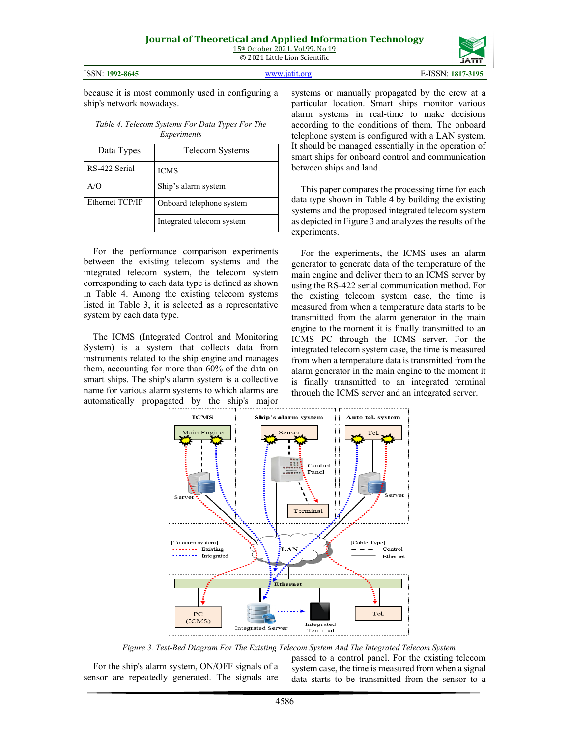because it is most commonly used in configuring a ship's network nowadays.

*Table 4. Telecom Systems For Data Types For The Experiments*

| Data Types | Telecom Systems |
|---|---|
| RS-422 Serial | ICMS |
| A/O | Ship's alarm system |
| Ethernet TCP/IP | Onboard telephone system |
| | Integrated telecom system |

For the performance comparison experiments between the existing telecom systems and the integrated telecom system, the telecom system corresponding to each data type is defined as shown in Table 4. Among the existing telecom systems listed in Table 3, it is selected as a representative system by each data type.

The ICMS (Integrated Control and Monitoring System) is a system that collects data from instruments related to the ship engine and manages them, accounting for more than 60% of the data on smart ships. The ship's alarm system is a collective name for various alarm systems to which alarms are automatically propagated by the ship's major systems or manually propagated by the crew at a particular location. Smart ships monitor various alarm systems in real-time to make decisions according to the conditions of them. The onboard telephone system is configured with a LAN system. It should be managed essentially in the operation of smart ships for onboard control and communication between ships and land.

This paper compares the processing time for each data type shown in Table 4 by building the existing systems and the proposed integrated telecom system as depicted in Figure 3 and analyzes the results of the experiments.

For the experiments, the ICMS uses an alarm generator to generate data of the temperature of the main engine and deliver them to an ICMS server by using the RS-422 serial communication method. For the existing telecom system case, the time is measured from when a temperature data starts to be transmitted from the alarm generator in the main engine to the moment it is finally transmitted to an ICMS PC through the ICMS server. For the integrated telecom system case, the time is measured from when a temperature data is transmitted from the alarm generator in the main engine to the moment it is finally transmitted to an integrated terminal through the ICMS server and an integrated server.

*Figure 3. Test-Bed Diagram For The Existing Telecom System And The Integrated Telecom System*

For the ship's alarm system, ON/OFF signals of a sensor are repeatedly generated. The signals are passed to a control panel. For the existing telecom system case, the time is measured from when a signal data starts to be transmitted from the sensor to a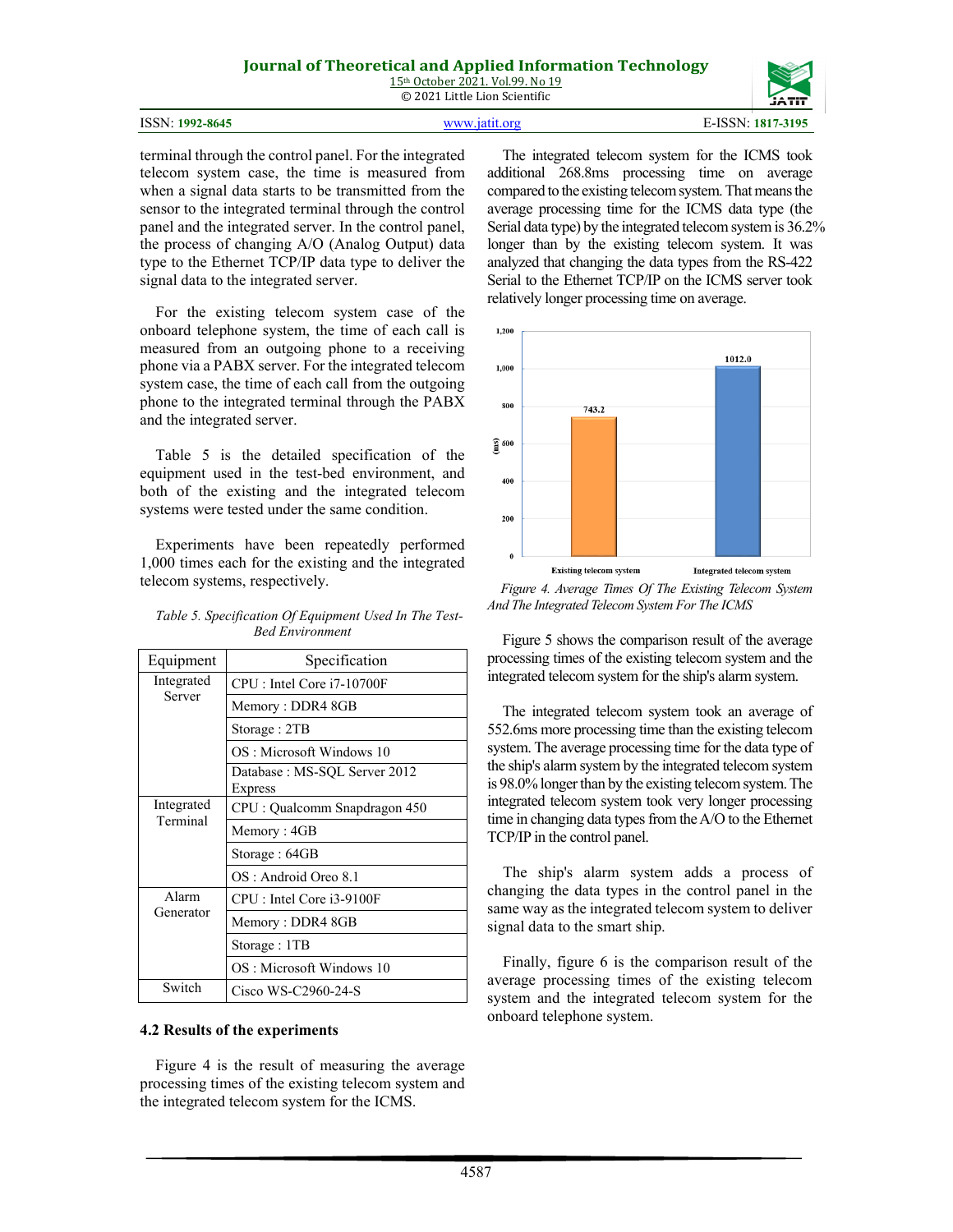terminal through the control panel. For the integrated telecom system case, the time is measured from when a signal data starts to be transmitted from the sensor to the integrated terminal through the control panel and the integrated server. In the control panel, the process of changing A/O (Analog Output) data type to the Ethernet TCP/IP data type to deliver the signal data to the integrated server.

For the existing telecom system case of the onboard telephone system, the time of each call is measured from an outgoing phone to a receiving phone via a PABX server. For the integrated telecom system case, the time of each call from the outgoing phone to the integrated terminal through the PABX and the integrated server.

Table 5 is the detailed specification of the equipment used in the test-bed environment, and both of the existing and the integrated telecom systems were tested under the same condition.

Experiments have been repeatedly performed 1,000 times each for the existing and the integrated telecom systems, respectively.

*Table 5. Specification Of Equipment Used In The Test-Bed Environment*

| Equipment | Specification |
|---|---|
| Integrated Server | CPU : Intel Core i7-10700F |
| | Memory : DDR4 8GB |
| | Storage : 2TB |
| | OS : Microsoft Windows 10 |
| | Database : MS-SQL Server 2012 Express |
| Integrated Terminal | CPU : Qualcomm Snapdragon 450 |
| | Memory : 4GB |
| | Storage : 64GB |
| | OS : Android Oreo 8.1 |
| Alarm Generator | CPU : Intel Core i3-9100F |
| | Memory : DDR4 8GB |
| | Storage : 1TB |
| | OS : Microsoft Windows 10 |
| Switch | Cisco WS-C2960-24-S |

### 4.2 Results of the experiments

Figure 4 is the result of measuring the average processing times of the existing telecom system and the integrated telecom system for the ICMS.

The integrated telecom system for the ICMS took additional 268.8ms processing time on average compared to the existing telecom system. That means the average processing time for the ICMS data type (the Serial data type) by the integrated telecom system is 36.2% longer than by the existing telecom system. It was analyzed that changing the data types from the RS-422 Serial to the Ethernet TCP/IP on the ICMS server took relatively longer processing time on average.

*Figure 4. Average Times Of The Existing Telecom System And The Integrated Telecom System For The ICMS*

Figure 5 shows the comparison result of the average processing times of the existing telecom system and the integrated telecom system for the ship's alarm system.

The integrated telecom system took an average of 552.6ms more processing time than the existing telecom system. The average processing time for the data type of the ship's alarm system by the integrated telecom system is 98.0% longer than by the existing telecom system. The integrated telecom system took very longer processing time in changing data types from the A/O to the Ethernet TCP/IP in the control panel.

The ship's alarm system adds a process of changing the data types in the control panel in the same way as the integrated telecom system to deliver signal data to the smart ship.

Finally, figure 6 is the comparison result of the average processing times of the existing telecom system and the integrated telecom system for the onboard telephone system.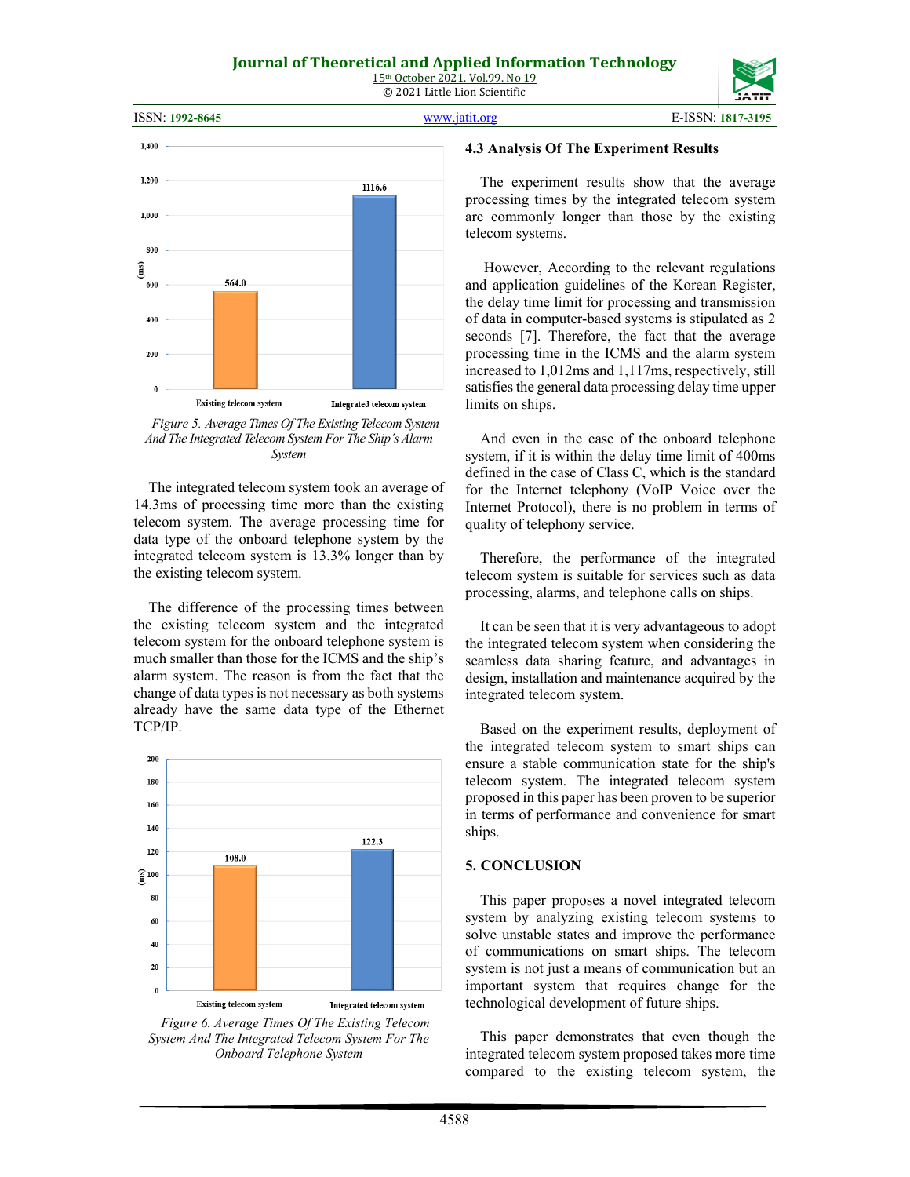*Figure 5. Average Times Of The Existing Telecom System And The Integrated Telecom System For The Ship's Alarm System*

The integrated telecom system took an average of 14.3ms of processing time more than the existing telecom system. The average processing time for data type of the onboard telephone system by the integrated telecom system is 13.3% longer than by the existing telecom system.

The difference of the processing times between the existing telecom system and the integrated telecom system for the onboard telephone system is much smaller than those for the ICMS and the ship's alarm system. The reason is from the fact that the change of data types is not necessary as both systems already have the same data type of the Ethernet TCP/IP.

*Figure 6. Average Times Of The Existing Telecom System And The Integrated Telecom System For The Onboard Telephone System*

### 4.3 Analysis Of The Experiment Results

The experiment results show that the average processing times by the integrated telecom system are commonly longer than those by the existing telecom systems.

However, According to the relevant regulations and application guidelines of the Korean Register, the delay time limit for processing and transmission of data in computer-based systems is stipulated as 2 seconds [7]. Therefore, the fact that the average processing time in the ICMS and the alarm system increased to 1,012ms and 1,117ms, respectively, still satisfies the general data processing delay time upper limits on ships.

And even in the case of the onboard telephone system, if it is within the delay time limit of 400ms defined in the case of Class C, which is the standard for the Internet telephony (VoIP Voice over the Internet Protocol), there is no problem in terms of quality of telephony service.

Therefore, the performance of the integrated telecom system is suitable for services such as data processing, alarms, and telephone calls on ships.

It can be seen that it is very advantageous to adopt the integrated telecom system when considering the seamless data sharing feature, and advantages in design, installation and maintenance acquired by the integrated telecom system.

Based on the experiment results, deployment of the integrated telecom system to smart ships can ensure a stable communication state for the ship's telecom system. The integrated telecom system proposed in this paper has been proven to be superior in terms of performance and convenience for smart ships.

## 5. CONCLUSION

This paper proposes a novel integrated telecom system by analyzing existing telecom systems to solve unstable states and improve the performance of communications on smart ships. The telecom system is not just a means of communication but an important system that requires change for the technological development of future ships.

This paper demonstrates that even though the integrated telecom system proposed takes more time compared to the existing telecom system, the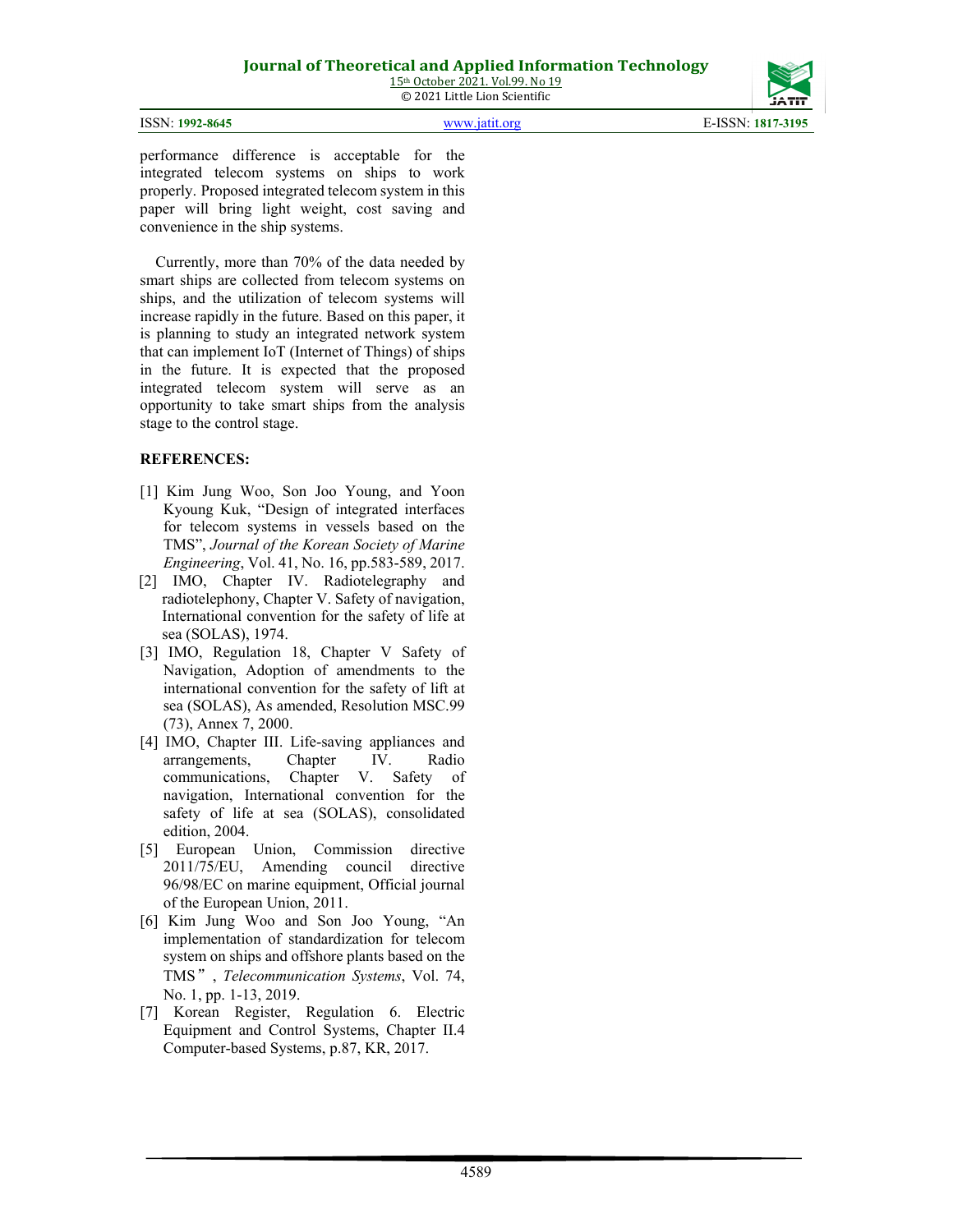performance difference is acceptable for the integrated telecom systems on ships to work properly. Proposed integrated telecom system in this paper will bring light weight, cost saving and convenience in the ship systems.

Currently, more than 70% of the data needed by smart ships are collected from telecom systems on ships, and the utilization of telecom systems will increase rapidly in the future. Based on this paper, it is planning to study an integrated network system that can implement IoT (Internet of Things) of ships in the future. It is expected that the proposed integrated telecom system will serve as an opportunity to take smart ships from the analysis stage to the control stage.

## REFERENCES:

[1] Kim Jung Woo, Son Joo Young, and Yoon Kyoung Kuk, "Design of integrated interfaces for telecom systems in vessels based on the TMS", *Journal of the Korean Society of Marine Engineering*, Vol. 41, No. 16, pp.583-589, 2017.

[2] IMO, Chapter IV. Radiotelegraphy and radiotelephony, Chapter V. Safety of navigation, International convention for the safety of life at sea (SOLAS), 1974.

[3] IMO, Regulation 18, Chapter V Safety of Navigation, Adoption of amendments to the international convention for the safety of lift at sea (SOLAS), As amended, Resolution MSC.99 (73), Annex 7, 2000.

[4] IMO, Chapter III. Life-saving appliances and arrangements, Chapter IV. Radio communications, Chapter V. Safety of navigation, International convention for the safety of life at sea (SOLAS), consolidated edition, 2004.

[5] European Union, Commission directive 2011/75/EU, Amending council directive 96/98/EC on marine equipment, Official journal of the European Union, 2011.

[6] Kim Jung Woo and Son Joo Young, "An implementation of standardization for telecom system on ships and offshore plants based on the TMS", *Telecommunication Systems*, Vol. 74, No. 1, pp. 1-13, 2019.

[7] Korean Register, Regulation 6. Electric Equipment and Control Systems, Chapter II.4 Computer-based Systems, p.87, KR, 2017.